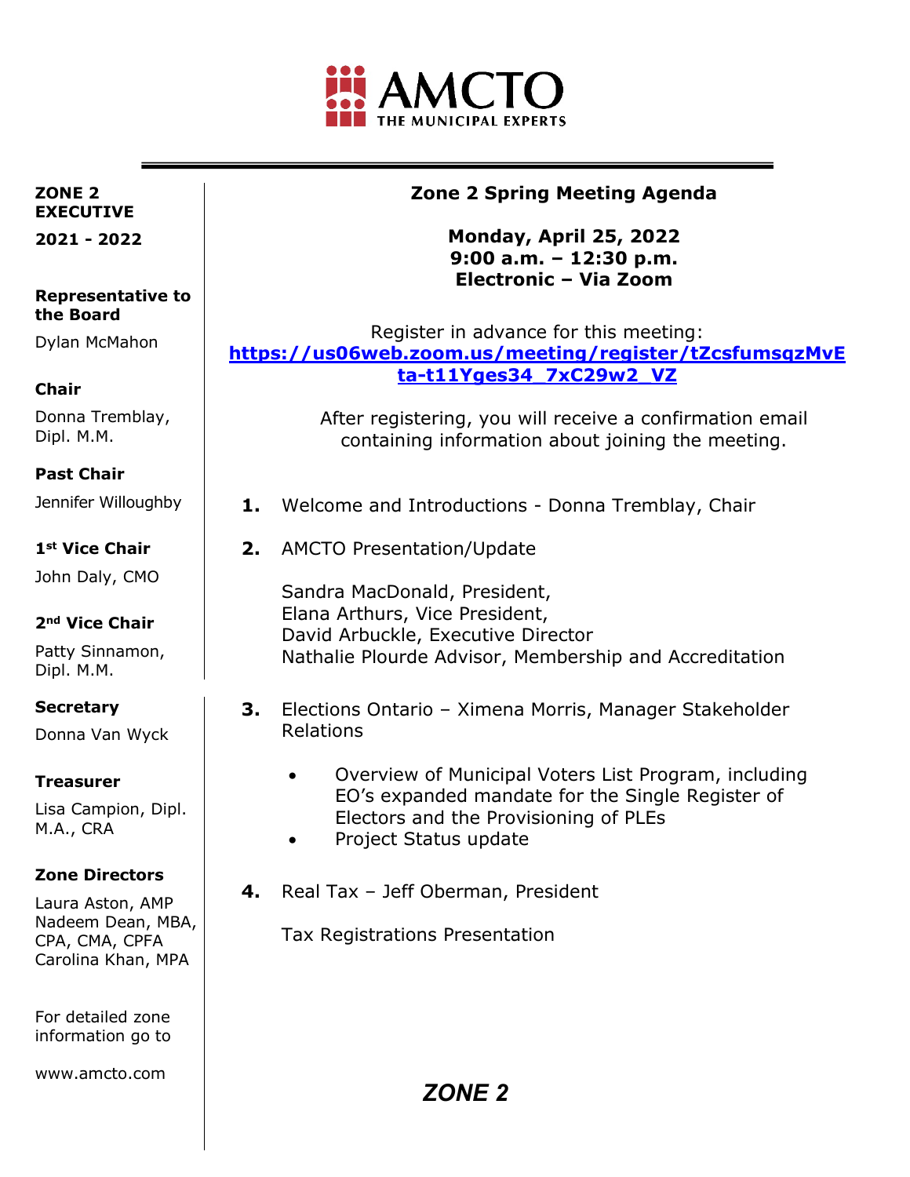AMCTO
THE MUNICIPAL EXPERTS

**ZONE 2 EXECUTIVE**

**2021 - 2022**

**Representative to the Board**

Dylan McMahon

**Chair**

Donna Tremblay, Dipl. M.M.

**Past Chair**

Jennifer Willoughby

**1st Vice Chair**

John Daly, CMO

**2nd Vice Chair**

Patty Sinnamon, Dipl. M.M.

**Secretary**

Donna Van Wyck

**Treasurer**

Lisa Campion, Dipl. M.A., CRA

**Zone Directors**

Laura Aston, AMP
Nadeem Dean, MBA, CPA, CMA, CPFA
Carolina Khan, MPA

For detailed zone information go to

www.amcto.com

# Zone 2 Spring Meeting Agenda

**Monday, April 25, 2022**
**9:00 a.m. – 12:30 p.m.**
**Electronic – Via Zoom**

Register in advance for this meeting:
**https://us06web.zoom.us/meeting/register/tZcsfumsqzMvEta-t11Yges34_7xC29w2_VZ**

After registering, you will receive a confirmation email containing information about joining the meeting.

1. Welcome and Introductions - Donna Tremblay, Chair

2. AMCTO Presentation/Update

   Sandra MacDonald, President,
   Elana Arthurs, Vice President,
   David Arbuckle, Executive Director
   Nathalie Plourde Advisor, Membership and Accreditation

3. Elections Ontario – Ximena Morris, Manager Stakeholder Relations

   - Overview of Municipal Voters List Program, including EO's expanded mandate for the Single Register of Electors and the Provisioning of PLEs
   - Project Status update

4. Real Tax – Jeff Oberman, President

   Tax Registrations Presentation

*ZONE 2*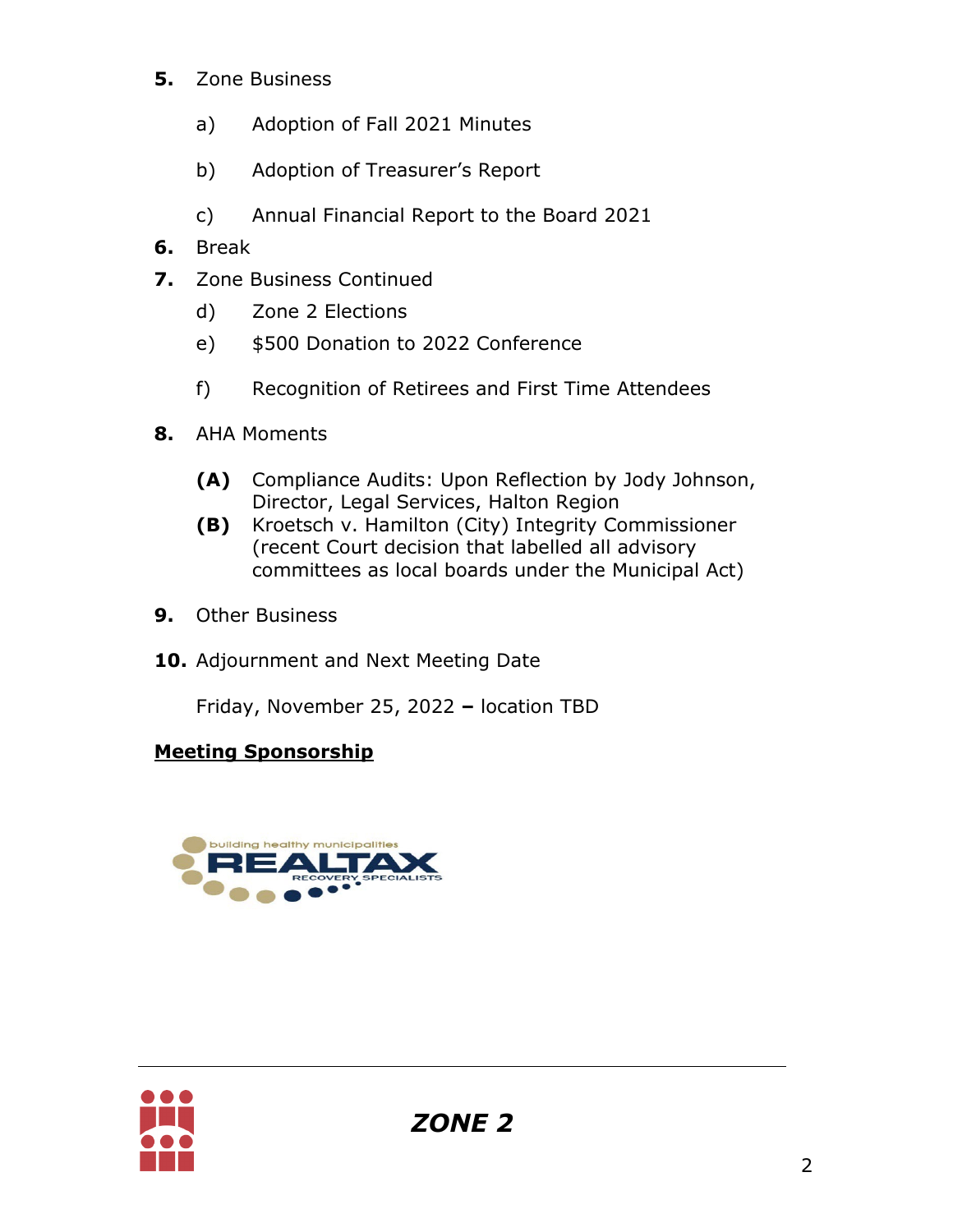5. Zone Business

   a) Adoption of Fall 2021 Minutes

   b) Adoption of Treasurer's Report

   c) Annual Financial Report to the Board 2021

6. Break

7. Zone Business Continued

   d) Zone 2 Elections

   e) $500 Donation to 2022 Conference

   f) Recognition of Retirees and First Time Attendees

8. AHA Moments

   **(A)** Compliance Audits: Upon Reflection by Jody Johnson, Director, Legal Services, Halton Region

   **(B)** Kroetsch v. Hamilton (City) Integrity Commissioner (recent Court decision that labelled all advisory committees as local boards under the Municipal Act)

9. Other Business

10. Adjournment and Next Meeting Date

    Friday, November 25, 2022 **–** location TBD

**Meeting Sponsorship**

building healthy municipalities
REALTAX
RECOVERY SPECIALISTS

***ZONE 2***